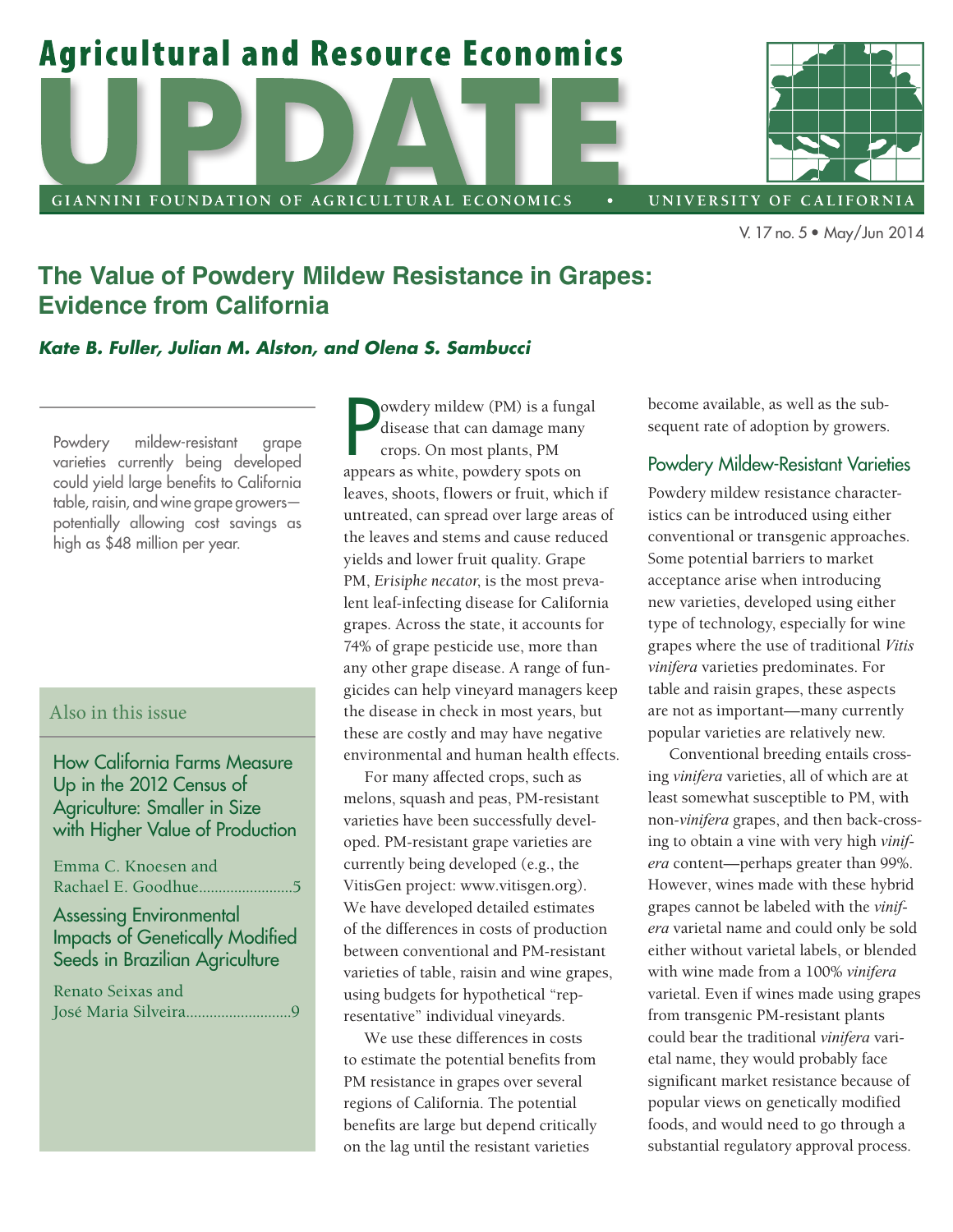# The Value of Powdery Mildew Resistance in Grapes: Evidence from California

***Kate B. Fuller, Julian M. Alston, and Olena S. Sambucci***

Powdery mildew-resistant grape varieties currently being developed could yield large benefits to California table, raisin, and wine grape growers—potentially allowing cost savings as high as $48 million per year.

Powdery mildew (PM) is a fungal disease that can damage many crops. On most plants, PM appears as white, powdery spots on leaves, shoots, flowers or fruit, which if untreated, can spread over large areas of the leaves and stems and cause reduced yields and lower fruit quality. Grape PM, *Erisiphe necator*, is the most prevalent leaf-infecting disease for California grapes. Across the state, it accounts for 74% of grape pesticide use, more than any other grape disease. A range of fungicides can help vineyard managers keep the disease in check in most years, but these are costly and may have negative environmental and human health effects.

For many affected crops, such as melons, squash and peas, PM-resistant varieties have been successfully developed. PM-resistant grape varieties are currently being developed (e.g., the VitisGen project: www.vitisgen.org). We have developed detailed estimates of the differences in costs of production between conventional and PM-resistant varieties of table, raisin and wine grapes, using budgets for hypothetical "representative" individual vineyards.

We use these differences in costs to estimate the potential benefits from PM resistance in grapes over several regions of California. The potential benefits are large but depend critically on the lag until the resistant varieties become available, as well as the subsequent rate of adoption by growers.

## Powdery Mildew-Resistant Varieties

Powdery mildew resistance characteristics can be introduced using either conventional or transgenic approaches. Some potential barriers to market acceptance arise when introducing new varieties, developed using either type of technology, especially for wine grapes where the use of traditional *Vitis vinifera* varieties predominates. For table and raisin grapes, these aspects are not as important—many currently popular varieties are relatively new.

Conventional breeding entails crossing *vinifera* varieties, all of which are at least somewhat susceptible to PM, with non-*vinifera* grapes, and then back-crossing to obtain a vine with very high *vinifera* content—perhaps greater than 99%. However, wines made with these hybrid grapes cannot be labeled with the *vinifera* varietal name and could only be sold either without varietal labels, or blended with wine made from a 100% *vinifera* varietal. Even if wines made using grapes from transgenic PM-resistant plants could bear the traditional *vinifera* varietal name, they would probably face significant market resistance because of popular views on genetically modified foods, and would need to go through a substantial regulatory approval process.

### Also in this issue

**How California Farms Measure Up in the 2012 Census of Agriculture: Smaller in Size with Higher Value of Production**
Emma C. Knoesen and Rachael E. Goodhue........................5

**Assessing Environmental Impacts of Genetically Modified Seeds in Brazilian Agriculture**
Renato Seixas and José Maria Silveira...........................9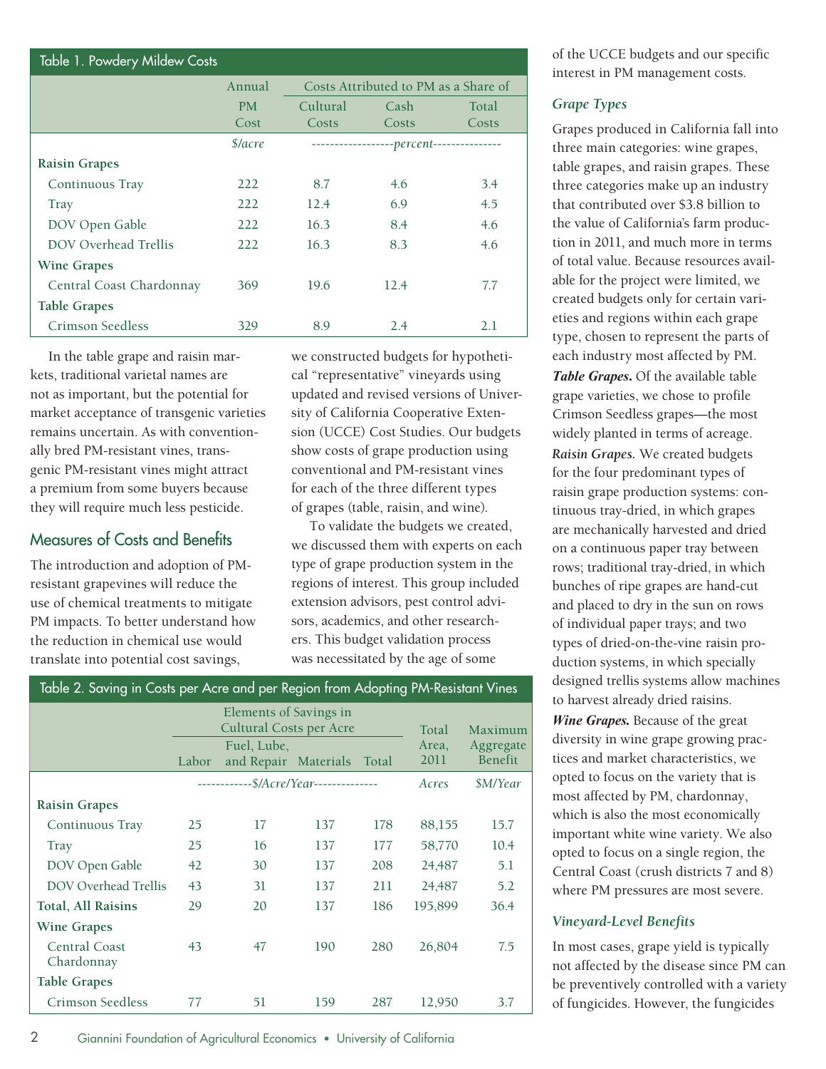**Table 1. Powdery Mildew Costs**

| | Annual PM Cost | Costs Attributed to PM as a Share of | | |
|---|---|---|---|---|
| | | Cultural Costs | Cash Costs | Total Costs |
| | *$/acre* | *percent* | | |
| **Raisin Grapes** | | | | |
| Continuous Tray | 222 | 8.7 | 4.6 | 3.4 |
| Tray | 222 | 12.4 | 6.9 | 4.5 |
| DOV Open Gable | 222 | 16.3 | 8.4 | 4.6 |
| DOV Overhead Trellis | 222 | 16.3 | 8.3 | 4.6 |
| **Wine Grapes** | | | | |
| Central Coast Chardonnay | 369 | 19.6 | 12.4 | 7.7 |
| **Table Grapes** | | | | |
| Crimson Seedless | 329 | 8.9 | 2.4 | 2.1 |

In the table grape and raisin markets, traditional varietal names are not as important, but the potential for market acceptance of transgenic varieties remains uncertain. As with conventionally bred PM-resistant vines, transgenic PM-resistant vines might attract a premium from some buyers because they will require much less pesticide.

## Measures of Costs and Benefits

The introduction and adoption of PM-resistant grapevines will reduce the use of chemical treatments to mitigate PM impacts. To better understand how the reduction in chemical use would translate into potential cost savings, we constructed budgets for hypothetical "representative" vineyards using updated and revised versions of University of California Cooperative Extension (UCCE) Cost Studies. Our budgets show costs of grape production using conventional and PM-resistant vines for each of the three different types of grapes (table, raisin, and wine).

To validate the budgets we created, we discussed them with experts on each type of grape production system in the regions of interest. This group included extension advisors, pest control advisors, academics, and other researchers. This budget validation process was necessitated by the age of some of the UCCE budgets and our specific interest in PM management costs.

**Table 2. Saving in Costs per Acre and per Region from Adopting PM-Resistant Vines**

| | Elements of Savings in Cultural Costs per Acre | | | | Total Area, 2011 | Maximum Aggregate Benefit |
|---|---|---|---|---|---|---|
| | Labor | Fuel, Lube, and Repair | Materials | Total | | |
| | *$/Acre/Year* | | | | *Acres* | *$M/Year* |
| **Raisin Grapes** | | | | | | |
| Continuous Tray | 25 | 17 | 137 | 178 | 88,155 | 15.7 |
| Tray | 25 | 16 | 137 | 177 | 58,770 | 10.4 |
| DOV Open Gable | 42 | 30 | 137 | 208 | 24,487 | 5.1 |
| DOV Overhead Trellis | 43 | 31 | 137 | 211 | 24,487 | 5.2 |
| **Total, All Raisins** | 29 | 20 | 137 | 186 | 195,899 | 36.4 |
| **Wine Grapes** | | | | | | |
| Central Coast Chardonnay | 43 | 47 | 190 | 280 | 26,804 | 7.5 |
| **Table Grapes** | | | | | | |
| Crimson Seedless | 77 | 51 | 159 | 287 | 12,950 | 3.7 |

### *Grape Types*

Grapes produced in California fall into three main categories: wine grapes, table grapes, and raisin grapes. These three categories make up an industry that contributed over $3.8 billion to the value of California's farm production in 2011, and much more in terms of total value. Because resources available for the project were limited, we created budgets only for certain varieties and regions within each grape type, chosen to represent the parts of each industry most affected by PM.

***Table Grapes.*** Of the available table grape varieties, we chose to profile Crimson Seedless grapes—the most widely planted in terms of acreage.

***Raisin Grapes.*** We created budgets for the four predominant types of raisin grape production systems: continuous tray-dried, in which grapes are mechanically harvested and dried on a continuous paper tray between rows; traditional tray-dried, in which bunches of ripe grapes are hand-cut and placed to dry in the sun on rows of individual paper trays; and two types of dried-on-the-vine raisin production systems, in which specially designed trellis systems allow machines to harvest already dried raisins.

***Wine Grapes.*** Because of the great diversity in wine grape growing practices and market characteristics, we opted to focus on the variety that is most affected by PM, chardonnay, which is also the most economically important white wine variety. We also opted to focus on a single region, the Central Coast (crush districts 7 and 8) where PM pressures are most severe.

### *Vineyard-Level Benefits*

In most cases, grape yield is typically not affected by the disease since PM can be preventively controlled with a variety of fungicides. However, the fungicides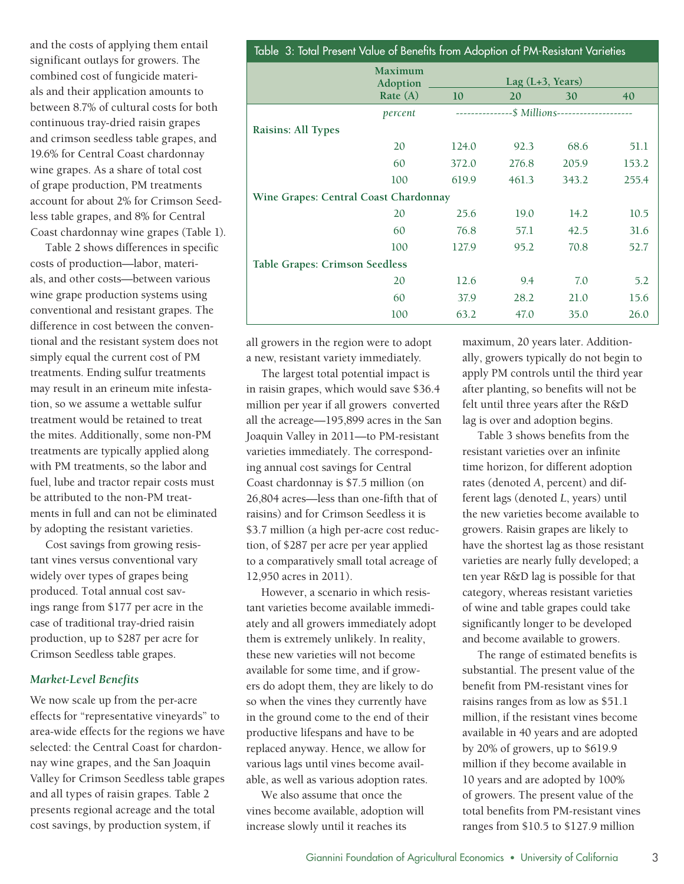and the costs of applying them entail significant outlays for growers. The combined cost of fungicide materials and their application amounts to between 8.7% of cultural costs for both continuous tray-dried raisin grapes and crimson seedless table grapes, and 19.6% for Central Coast chardonnay wine grapes. As a share of total cost of grape production, PM treatments account for about 2% for Crimson Seedless table grapes, and 8% for Central Coast chardonnay wine grapes (Table 1).

Table 2 shows differences in specific costs of production—labor, materials, and other costs—between various wine grape production systems using conventional and resistant grapes. The difference in cost between the conventional and the resistant system does not simply equal the current cost of PM treatments. Ending sulfur treatments may result in an erineum mite infestation, so we assume a wettable sulfur treatment would be retained to treat the mites. Additionally, some non-PM treatments are typically applied along with PM treatments, so the labor and fuel, lube and tractor repair costs must be attributed to the non-PM treatments in full and can not be eliminated by adopting the resistant varieties.

Cost savings from growing resistant vines versus conventional vary widely over types of grapes being produced. Total annual cost savings range from $177 per acre in the case of traditional tray-dried raisin production, up to $287 per acre for Crimson Seedless table grapes.

### *Market-Level Benefits*

We now scale up from the per-acre effects for "representative vineyards" to area-wide effects for the regions we have selected: the Central Coast for chardonnay wine grapes, and the San Joaquin Valley for Crimson Seedless table grapes and all types of raisin grapes. Table 2 presents regional acreage and the total cost savings, by production system, if all growers in the region were to adopt a new, resistant variety immediately.

**Table 3: Total Present Value of Benefits from Adoption of PM-Resistant Varieties**

| | Maximum Adoption Rate (A) | Lag (L+3, Years) | | | |
|---|---|---|---|---|---|
| | | 10 | 20 | 30 | 40 |
| | *percent* | $ Millions | | | |
| **Raisins: All Types** | | | | | |
| | 20 | 124.0 | 92.3 | 68.6 | 51.1 |
| | 60 | 372.0 | 276.8 | 205.9 | 153.2 |
| | 100 | 619.9 | 461.3 | 343.2 | 255.4 |
| **Wine Grapes: Central Coast Chardonnay** | | | | | |
| | 20 | 25.6 | 19.0 | 14.2 | 10.5 |
| | 60 | 76.8 | 57.1 | 42.5 | 31.6 |
| | 100 | 127.9 | 95.2 | 70.8 | 52.7 |
| **Table Grapes: Crimson Seedless** | | | | | |
| | 20 | 12.6 | 9.4 | 7.0 | 5.2 |
| | 60 | 37.9 | 28.2 | 21.0 | 15.6 |
| | 100 | 63.2 | 47.0 | 35.0 | 26.0 |

The largest total potential impact is in raisin grapes, which would save $36.4 million per year if all growers converted all the acreage—195,899 acres in the San Joaquin Valley in 2011—to PM-resistant varieties immediately. The corresponding annual cost savings for Central Coast chardonnay is $7.5 million (on 26,804 acres—less than one-fifth that of raisins) and for Crimson Seedless it is $3.7 million (a high per-acre cost reduction, of $287 per acre per year applied to a comparatively small total acreage of 12,950 acres in 2011).

However, a scenario in which resistant varieties become available immediately and all growers immediately adopt them is extremely unlikely. In reality, these new varieties will not become available for some time, and if growers do adopt them, they are likely to do so when the vines they currently have in the ground come to the end of their productive lifespans and have to be replaced anyway. Hence, we allow for various lags until vines become available, as well as various adoption rates.

We also assume that once the vines become available, adoption will increase slowly until it reaches its maximum, 20 years later. Additionally, growers typically do not begin to apply PM controls until the third year after planting, so benefits will not be felt until three years after the R&D lag is over and adoption begins.

Table 3 shows benefits from the resistant varieties over an infinite time horizon, for different adoption rates (denoted *A*, percent) and different lags (denoted *L*, years) until the new varieties become available to growers. Raisin grapes are likely to have the shortest lag as those resistant varieties are nearly fully developed; a ten year R&D lag is possible for that category, whereas resistant varieties of wine and table grapes could take significantly longer to be developed and become available to growers.

The range of estimated benefits is substantial. The present value of the benefit from PM-resistant vines for raisins ranges from as low as $51.1 million, if the resistant vines become available in 40 years and are adopted by 20% of growers, up to $619.9 million if they become available in 10 years and are adopted by 100% of growers. The present value of the total benefits from PM-resistant vines ranges from $10.5 to $127.9 million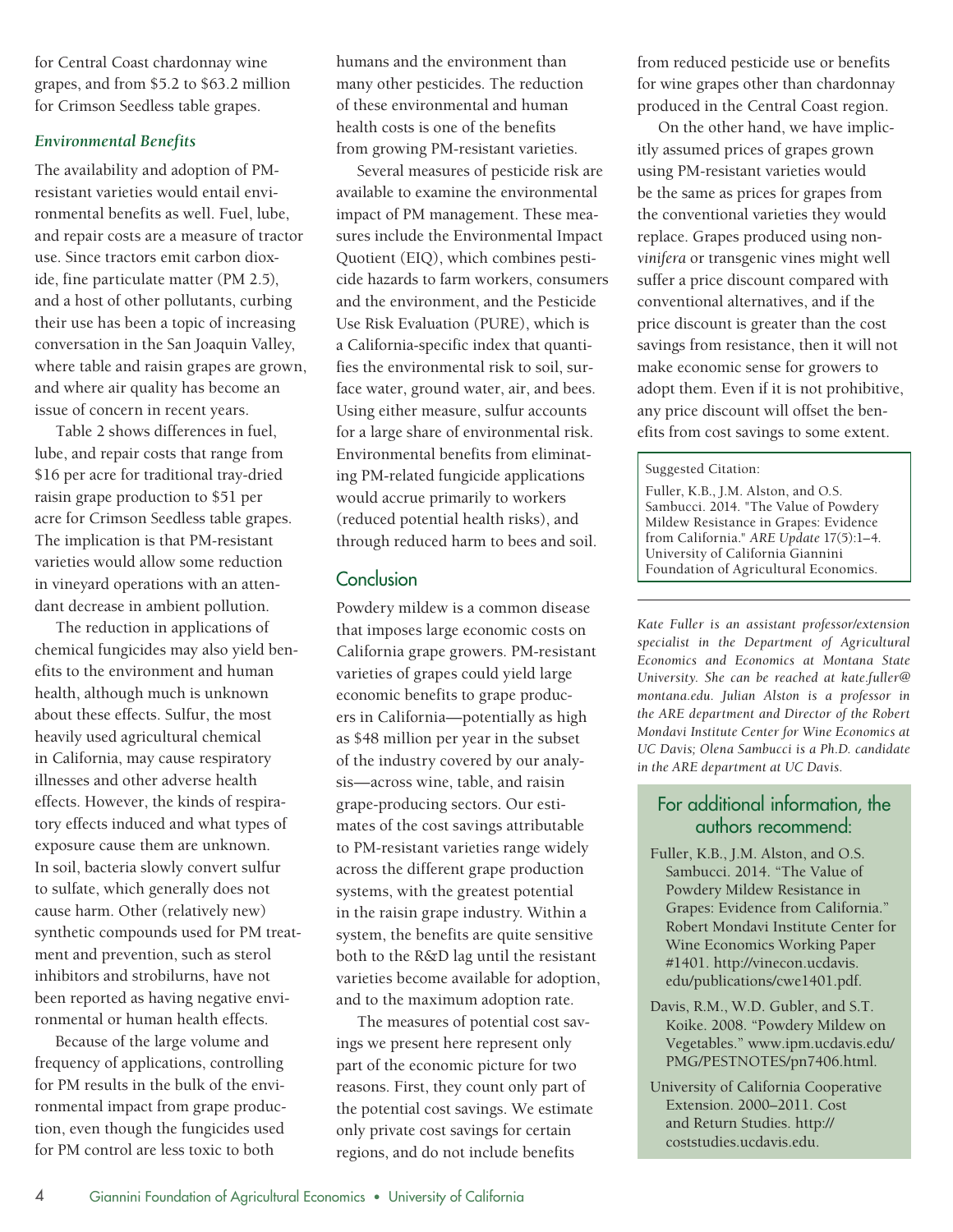for Central Coast chardonnay wine grapes, and from $5.2 to $63.2 million for Crimson Seedless table grapes.

### *Environmental Benefits*

The availability and adoption of PM-resistant varieties would entail environmental benefits as well. Fuel, lube, and repair costs are a measure of tractor use. Since tractors emit carbon dioxide, fine particulate matter (PM 2.5), and a host of other pollutants, curbing their use has been a topic of increasing conversation in the San Joaquin Valley, where table and raisin grapes are grown, and where air quality has become an issue of concern in recent years.

Table 2 shows differences in fuel, lube, and repair costs that range from $16 per acre for traditional tray-dried raisin grape production to $51 per acre for Crimson Seedless table grapes. The implication is that PM-resistant varieties would allow some reduction in vineyard operations with an attendant decrease in ambient pollution.

The reduction in applications of chemical fungicides may also yield benefits to the environment and human health, although much is unknown about these effects. Sulfur, the most heavily used agricultural chemical in California, may cause respiratory illnesses and other adverse health effects. However, the kinds of respiratory effects induced and what types of exposure cause them are unknown. In soil, bacteria slowly convert sulfur to sulfate, which generally does not cause harm. Other (relatively new) synthetic compounds used for PM treatment and prevention, such as sterol inhibitors and strobilurns, have not been reported as having negative environmental or human health effects.

Because of the large volume and frequency of applications, controlling for PM results in the bulk of the environmental impact from grape production, even though the fungicides used for PM control are less toxic to both humans and the environment than many other pesticides. The reduction of these environmental and human health costs is one of the benefits from growing PM-resistant varieties.

Several measures of pesticide risk are available to examine the environmental impact of PM management. These measures include the Environmental Impact Quotient (EIQ), which combines pesticide hazards to farm workers, consumers and the environment, and the Pesticide Use Risk Evaluation (PURE), which is a California-specific index that quantifies the environmental risk to soil, surface water, ground water, air, and bees. Using either measure, sulfur accounts for a large share of environmental risk. Environmental benefits from eliminating PM-related fungicide applications would accrue primarily to workers (reduced potential health risks), and through reduced harm to bees and soil.

## Conclusion

Powdery mildew is a common disease that imposes large economic costs on California grape growers. PM-resistant varieties of grapes could yield large economic benefits to grape producers in California—potentially as high as $48 million per year in the subset of the industry covered by our analysis—across wine, table, and raisin grape-producing sectors. Our estimates of the cost savings attributable to PM-resistant varieties range widely across the different grape production systems, with the greatest potential in the raisin grape industry. Within a system, the benefits are quite sensitive both to the R&D lag until the resistant varieties become available for adoption, and to the maximum adoption rate.

The measures of potential cost savings we present here represent only part of the economic picture for two reasons. First, they count only part of the potential cost savings. We estimate only private cost savings for certain regions, and do not include benefits from reduced pesticide use or benefits for wine grapes other than chardonnay produced in the Central Coast region.

On the other hand, we have implicitly assumed prices of grapes grown using PM-resistant varieties would be the same as prices for grapes from the conventional varieties they would replace. Grapes produced using non-*vinifera* or transgenic vines might well suffer a price discount compared with conventional alternatives, and if the price discount is greater than the cost savings from resistance, then it will not make economic sense for growers to adopt them. Even if it is not prohibitive, any price discount will offset the benefits from cost savings to some extent.

Suggested Citation:

Fuller, K.B., J.M. Alston, and O.S. Sambucci. 2014. "The Value of Powdery Mildew Resistance in Grapes: Evidence from California." *ARE Update* 17(5):1–4. University of California Giannini Foundation of Agricultural Economics.

---

*Kate Fuller is an assistant professor/extension specialist in the Department of Agricultural Economics and Economics at Montana State University. She can be reached at kate.fuller@montana.edu. Julian Alston is a professor in the ARE department and Director of the Robert Mondavi Institute Center for Wine Economics at UC Davis; Olena Sambucci is a Ph.D. candidate in the ARE department at UC Davis.*

### For additional information, the authors recommend:

Fuller, K.B., J.M. Alston, and O.S. Sambucci. 2014. "The Value of Powdery Mildew Resistance in Grapes: Evidence from California." Robert Mondavi Institute Center for Wine Economics Working Paper #1401. http://vinecon.ucdavis.edu/publications/cwe1401.pdf.

Davis, R.M., W.D. Gubler, and S.T. Koike. 2008. "Powdery Mildew on Vegetables." www.ipm.ucdavis.edu/PMG/PESTNOTES/pn7406.html.

University of California Cooperative Extension. 2000–2011. Cost and Return Studies. http://coststudies.ucdavis.edu.